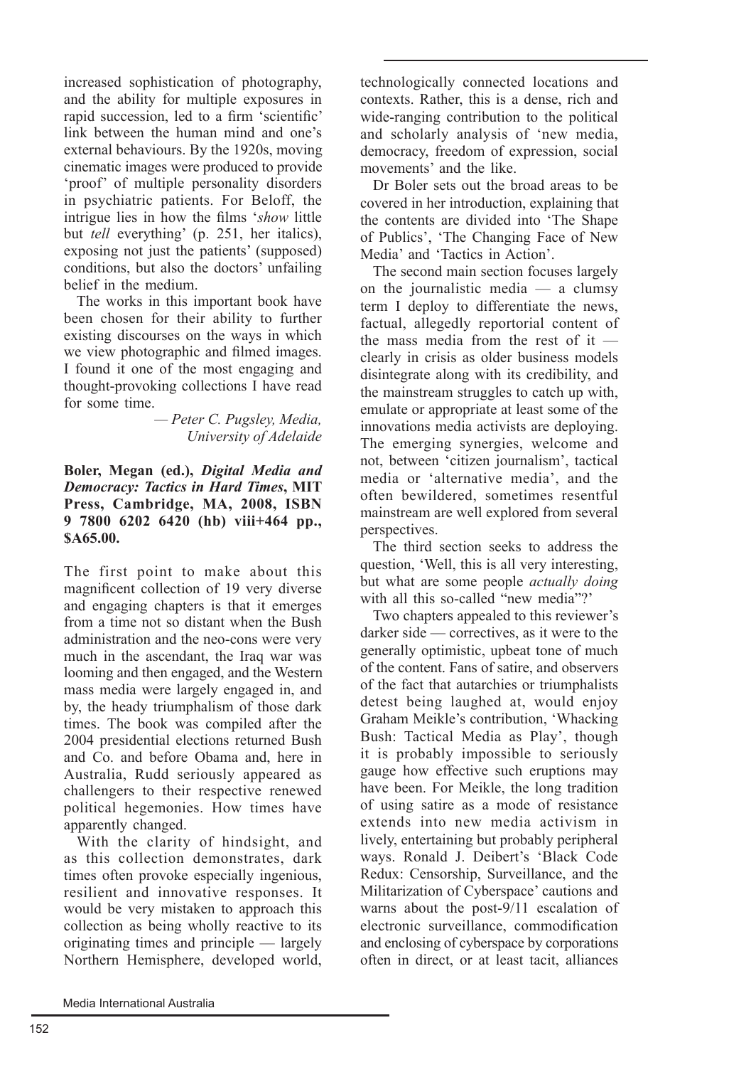increased sophistication of photography, and the ability for multiple exposures in rapid succession, led to a firm 'scientific' link between the human mind and one's external behaviours. By the 1920s, moving cinematic images were produced to provide 'proof' of multiple personality disorders in psychiatric patients. For Beloff, the intrigue lies in how the films '*show* little but *tell* everything' (p. 251, her italics), exposing not just the patients' (supposed) conditions, but also the doctors' unfailing belief in the medium.

The works in this important book have been chosen for their ability to further existing discourses on the ways in which we view photographic and filmed images. I found it one of the most engaging and thought-provoking collections I have read for some time.

— *Peter C. Pugsley, Media, University of Adelaide*

**Boler, Megan (ed.), *Digital Media and Democracy: Tactics in Hard Times*, MIT Press, Cambridge, MA, 2008, ISBN 9 7800 6202 6420 (hb) viii+464 pp., $A65.00.**

The first point to make about this magnificent collection of 19 very diverse and engaging chapters is that it emerges from a time not so distant when the Bush administration and the neo-cons were very much in the ascendant, the Iraq war was looming and then engaged, and the Western mass media were largely engaged in, and by, the heady triumphalism of those dark times. The book was compiled after the 2004 presidential elections returned Bush and Co. and before Obama and, here in Australia, Rudd seriously appeared as challengers to their respective renewed political hegemonies. How times have apparently changed.

With the clarity of hindsight, and as this collection demonstrates, dark times often provoke especially ingenious, resilient and innovative responses. It would be very mistaken to approach this collection as being wholly reactive to its originating times and principle — largely Northern Hemisphere, developed world, technologically connected locations and contexts. Rather, this is a dense, rich and wide-ranging contribution to the political and scholarly analysis of 'new media, democracy, freedom of expression, social movements' and the like.

Dr Boler sets out the broad areas to be covered in her introduction, explaining that the contents are divided into 'The Shape of Publics', 'The Changing Face of New Media' and 'Tactics in Action'.

The second main section focuses largely on the journalistic media — a clumsy term I deploy to differentiate the news, factual, allegedly reportorial content of the mass media from the rest of it — clearly in crisis as older business models disintegrate along with its credibility, and the mainstream struggles to catch up with, emulate or appropriate at least some of the innovations media activists are deploying. The emerging synergies, welcome and not, between 'citizen journalism', tactical media or 'alternative media', and the often bewildered, sometimes resentful mainstream are well explored from several perspectives.

The third section seeks to address the question, 'Well, this is all very interesting, but what are some people *actually doing* with all this so-called "new media"?'

Two chapters appealed to this reviewer's darker side — correctives, as it were to the generally optimistic, upbeat tone of much of the content. Fans of satire, and observers of the fact that autarchies or triumphalists detest being laughed at, would enjoy Graham Meikle's contribution, 'Whacking Bush: Tactical Media as Play', though it is probably impossible to seriously gauge how effective such eruptions may have been. For Meikle, the long tradition of using satire as a mode of resistance extends into new media activism in lively, entertaining but probably peripheral ways. Ronald J. Deibert's 'Black Code Redux: Censorship, Surveillance, and the Militarization of Cyberspace' cautions and warns about the post-9/11 escalation of electronic surveillance, commodification and enclosing of cyberspace by corporations often in direct, or at least tacit, alliances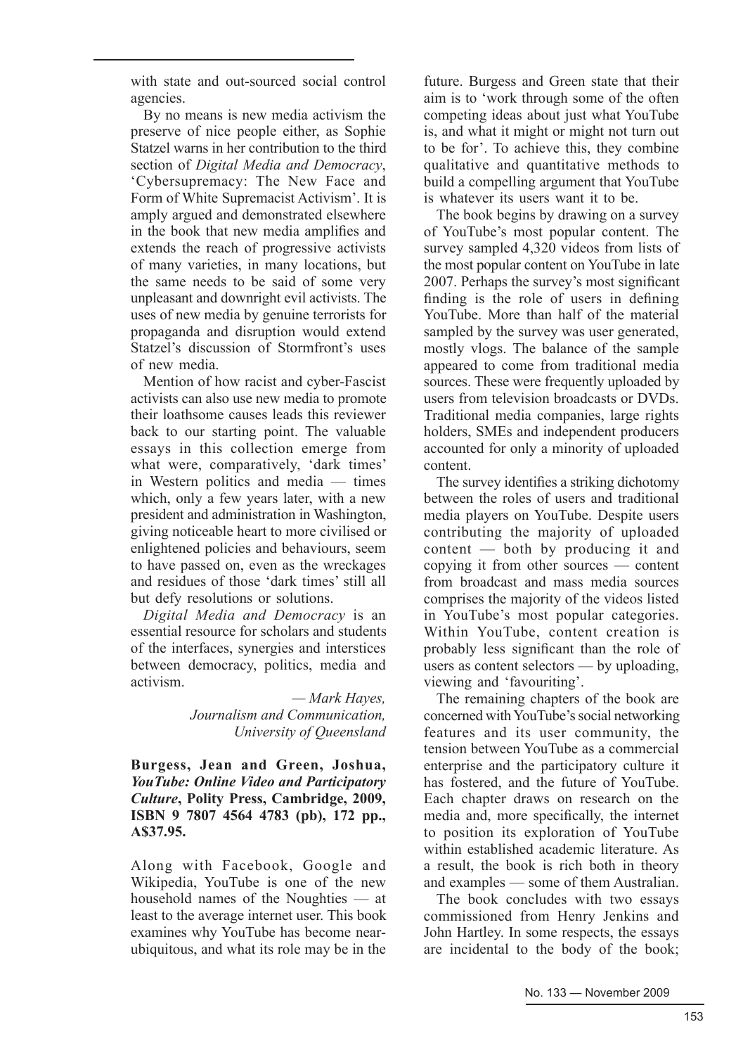with state and out-sourced social control agencies.

By no means is new media activism the preserve of nice people either, as Sophie Statzel warns in her contribution to the third section of *Digital Media and Democracy*, 'Cybersupremacy: The New Face and Form of White Supremacist Activism'. It is amply argued and demonstrated elsewhere in the book that new media amplifies and extends the reach of progressive activists of many varieties, in many locations, but the same needs to be said of some very unpleasant and downright evil activists. The uses of new media by genuine terrorists for propaganda and disruption would extend Statzel's discussion of Stormfront's uses of new media.

Mention of how racist and cyber-Fascist activists can also use new media to promote their loathsome causes leads this reviewer back to our starting point. The valuable essays in this collection emerge from what were, comparatively, 'dark times' in Western politics and media — times which, only a few years later, with a new president and administration in Washington, giving noticeable heart to more civilised or enlightened policies and behaviours, seem to have passed on, even as the wreckages and residues of those 'dark times' still all but defy resolutions or solutions.

*Digital Media and Democracy* is an essential resource for scholars and students of the interfaces, synergies and interstices between democracy, politics, media and activism.

*— Mark Hayes,*
*Journalism and Communication,*
*University of Queensland*

**Burgess, Jean and Green, Joshua, *YouTube: Online Video and Participatory Culture*, Polity Press, Cambridge, 2009, ISBN 9 7807 4564 4783 (pb), 172 pp., A$37.95.**

Along with Facebook, Google and Wikipedia, YouTube is one of the new household names of the Noughties — at least to the average internet user. This book examines why YouTube has become near-ubiquitous, and what its role may be in the future. Burgess and Green state that their aim is to 'work through some of the often competing ideas about just what YouTube is, and what it might or might not turn out to be for'. To achieve this, they combine qualitative and quantitative methods to build a compelling argument that YouTube is whatever its users want it to be.

The book begins by drawing on a survey of YouTube's most popular content. The survey sampled 4,320 videos from lists of the most popular content on YouTube in late 2007. Perhaps the survey's most significant finding is the role of users in defining YouTube. More than half of the material sampled by the survey was user generated, mostly vlogs. The balance of the sample appeared to come from traditional media sources. These were frequently uploaded by users from television broadcasts or DVDs. Traditional media companies, large rights holders, SMEs and independent producers accounted for only a minority of uploaded content.

The survey identifies a striking dichotomy between the roles of users and traditional media players on YouTube. Despite users contributing the majority of uploaded content — both by producing it and copying it from other sources — content from broadcast and mass media sources comprises the majority of the videos listed in YouTube's most popular categories. Within YouTube, content creation is probably less significant than the role of users as content selectors — by uploading, viewing and 'favouriting'.

The remaining chapters of the book are concerned with YouTube's social networking features and its user community, the tension between YouTube as a commercial enterprise and the participatory culture it has fostered, and the future of YouTube. Each chapter draws on research on the media and, more specifically, the internet to position its exploration of YouTube within established academic literature. As a result, the book is rich both in theory and examples — some of them Australian.

The book concludes with two essays commissioned from Henry Jenkins and John Hartley. In some respects, the essays are incidental to the body of the book;